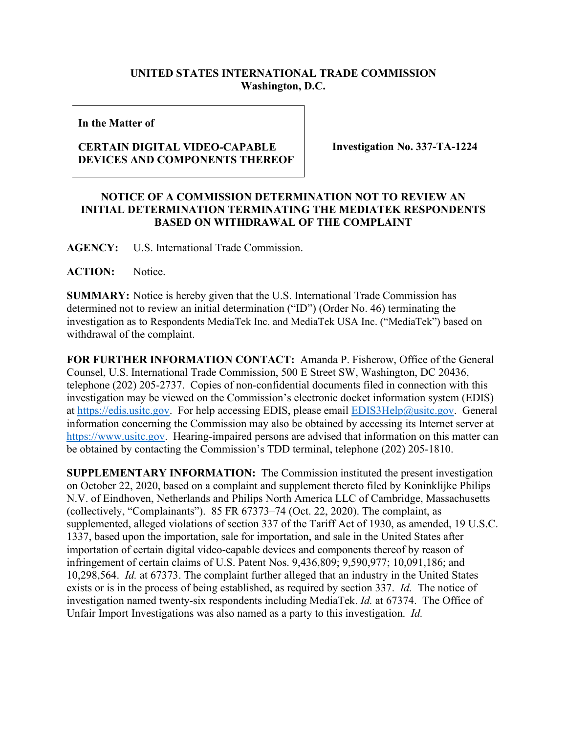**UNITED STATES INTERNATIONAL TRADE COMMISSION**
**Washington, D.C.**

| **In the Matter of** **CERTAIN DIGITAL VIDEO-CAPABLE DEVICES AND COMPONENTS THEREOF** | **Investigation No. 337-TA-1224** |
|---|---|

**NOTICE OF A COMMISSION DETERMINATION NOT TO REVIEW AN INITIAL DETERMINATION TERMINATING THE MEDIATEK RESPONDENTS BASED ON WITHDRAWAL OF THE COMPLAINT**

**AGENCY:** U.S. International Trade Commission.

**ACTION:** Notice.

**SUMMARY:** Notice is hereby given that the U.S. International Trade Commission has determined not to review an initial determination ("ID") (Order No. 46) terminating the investigation as to Respondents MediaTek Inc. and MediaTek USA Inc. ("MediaTek") based on withdrawal of the complaint.

**FOR FURTHER INFORMATION CONTACT:** Amanda P. Fisherow, Office of the General Counsel, U.S. International Trade Commission, 500 E Street SW, Washington, DC 20436, telephone (202) 205-2737. Copies of non-confidential documents filed in connection with this investigation may be viewed on the Commission's electronic docket information system (EDIS) at https://edis.usitc.gov. For help accessing EDIS, please email EDIS3Help@usitc.gov. General information concerning the Commission may also be obtained by accessing its Internet server at https://www.usitc.gov. Hearing-impaired persons are advised that information on this matter can be obtained by contacting the Commission's TDD terminal, telephone (202) 205-1810.

**SUPPLEMENTARY INFORMATION:** The Commission instituted the present investigation on October 22, 2020, based on a complaint and supplement thereto filed by Koninklijke Philips N.V. of Eindhoven, Netherlands and Philips North America LLC of Cambridge, Massachusetts (collectively, "Complainants"). 85 FR 67373–74 (Oct. 22, 2020). The complaint, as supplemented, alleged violations of section 337 of the Tariff Act of 1930, as amended, 19 U.S.C. 1337, based upon the importation, sale for importation, and sale in the United States after importation of certain digital video-capable devices and components thereof by reason of infringement of certain claims of U.S. Patent Nos. 9,436,809; 9,590,977; 10,091,186; and 10,298,564. *Id.* at 67373. The complaint further alleged that an industry in the United States exists or is in the process of being established, as required by section 337. *Id.* The notice of investigation named twenty-six respondents including MediaTek. *Id.* at 67374. The Office of Unfair Import Investigations was also named as a party to this investigation. *Id.*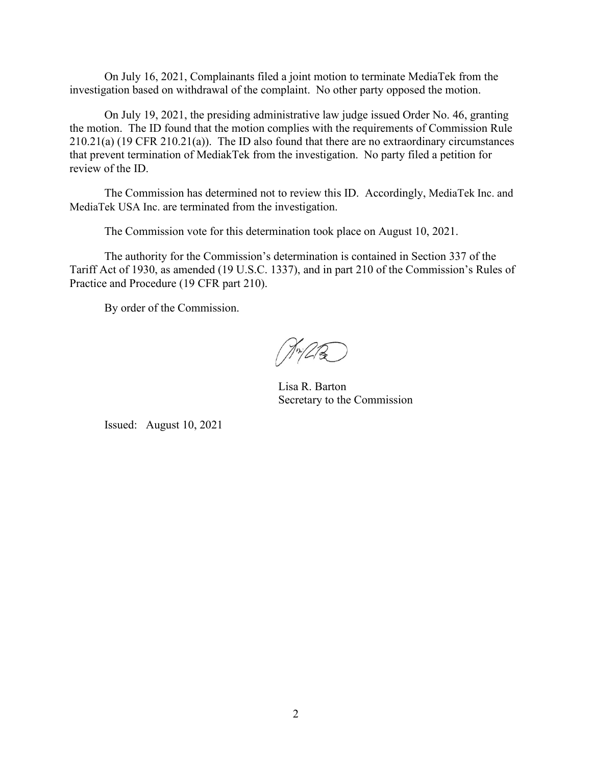On July 16, 2021, Complainants filed a joint motion to terminate MediaTek from the investigation based on withdrawal of the complaint. No other party opposed the motion.

On July 19, 2021, the presiding administrative law judge issued Order No. 46, granting the motion. The ID found that the motion complies with the requirements of Commission Rule 210.21(a) (19 CFR 210.21(a)). The ID also found that there are no extraordinary circumstances that prevent termination of MediakTek from the investigation. No party filed a petition for review of the ID.

The Commission has determined not to review this ID. Accordingly, MediaTek Inc. and MediaTek USA Inc. are terminated from the investigation.

The Commission vote for this determination took place on August 10, 2021.

The authority for the Commission's determination is contained in Section 337 of the Tariff Act of 1930, as amended (19 U.S.C. 1337), and in part 210 of the Commission's Rules of Practice and Procedure (19 CFR part 210).

By order of the Commission.

Lisa R. Barton
Secretary to the Commission

Issued: August 10, 2021